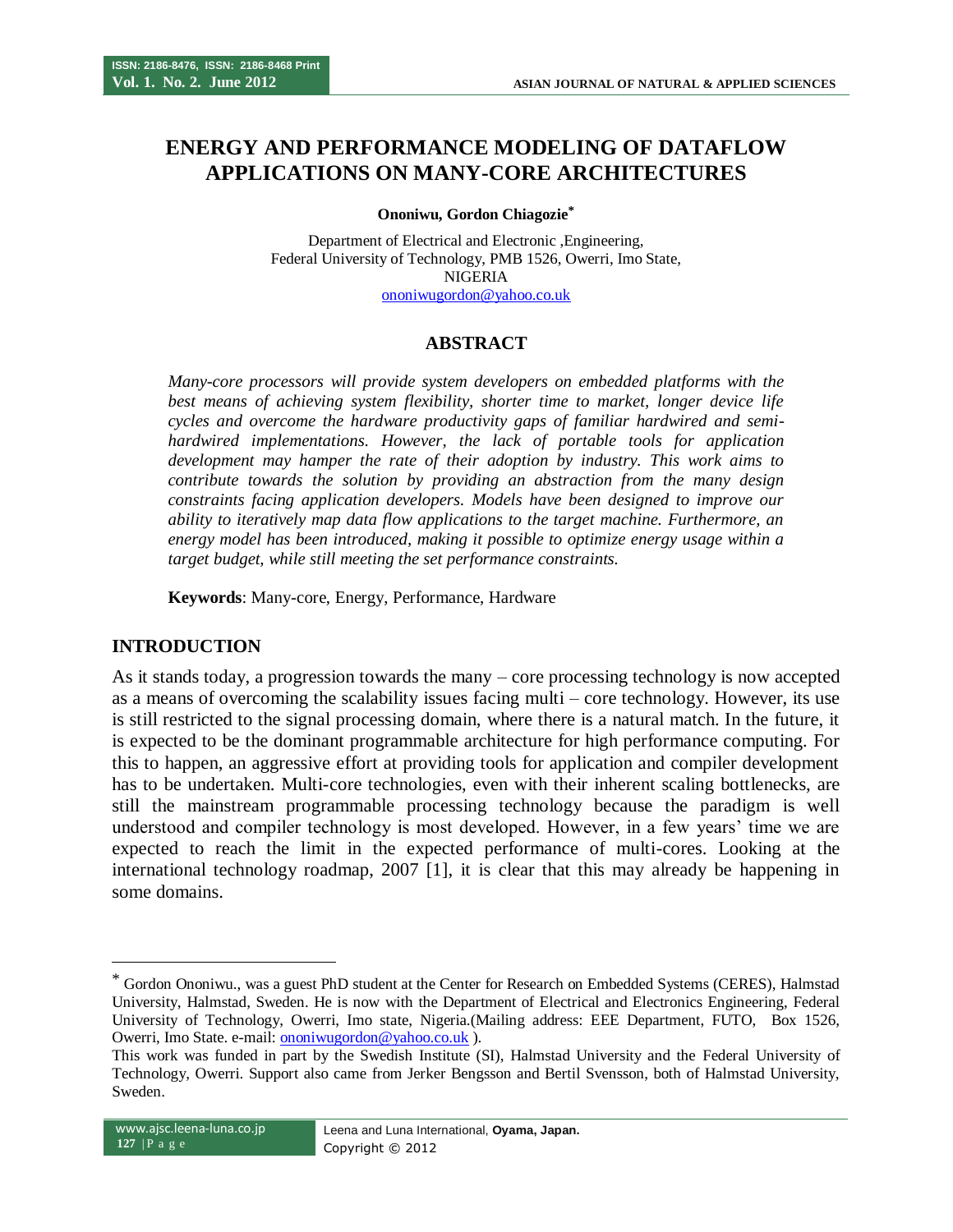# ENERGY AND PERFORMANCE MODELING OF DATAFLOW APPLICATIONS ON MANY-CORE ARCHITECTURES

**Ononiwu, Gordon Chiagozie***

Department of Electrical and Electronic ,Engineering,
Federal University of Technology, PMB 1526, Owerri, Imo State,
NIGERIA
ononiwugordon@yahoo.co.uk

## ABSTRACT

*Many-core processors will provide system developers on embedded platforms with the best means of achieving system flexibility, shorter time to market, longer device life cycles and overcome the hardware productivity gaps of familiar hardwired and semi-hardwired implementations. However, the lack of portable tools for application development may hamper the rate of their adoption by industry. This work aims to contribute towards the solution by providing an abstraction from the many design constraints facing application developers. Models have been designed to improve our ability to iteratively map data flow applications to the target machine. Furthermore, an energy model has been introduced, making it possible to optimize energy usage within a target budget, while still meeting the set performance constraints.*

**Keywords**: Many-core, Energy, Performance, Hardware

## INTRODUCTION

As it stands today, a progression towards the many – core processing technology is now accepted as a means of overcoming the scalability issues facing multi – core technology. However, its use is still restricted to the signal processing domain, where there is a natural match. In the future, it is expected to be the dominant programmable architecture for high performance computing. For this to happen, an aggressive effort at providing tools for application and compiler development has to be undertaken. Multi-core technologies, even with their inherent scaling bottlenecks, are still the mainstream programmable processing technology because the paradigm is well understood and compiler technology is most developed. However, in a few years' time we are expected to reach the limit in the expected performance of multi-cores. Looking at the international technology roadmap, 2007 [1], it is clear that this may already be happening in some domains.

---

* Gordon Ononiwu., was a guest PhD student at the Center for Research on Embedded Systems (CERES), Halmstad University, Halmstad, Sweden. He is now with the Department of Electrical and Electronics Engineering, Federal University of Technology, Owerri, Imo state, Nigeria.(Mailing address: EEE Department, FUTO, Box 1526, Owerri, Imo State. e-mail: ononiwugordon@yahoo.co.uk ).

This work was funded in part by the Swedish Institute (SI), Halmstad University and the Federal University of Technology, Owerri. Support also came from Jerker Bengsson and Bertil Svensson, both of Halmstad University, Sweden.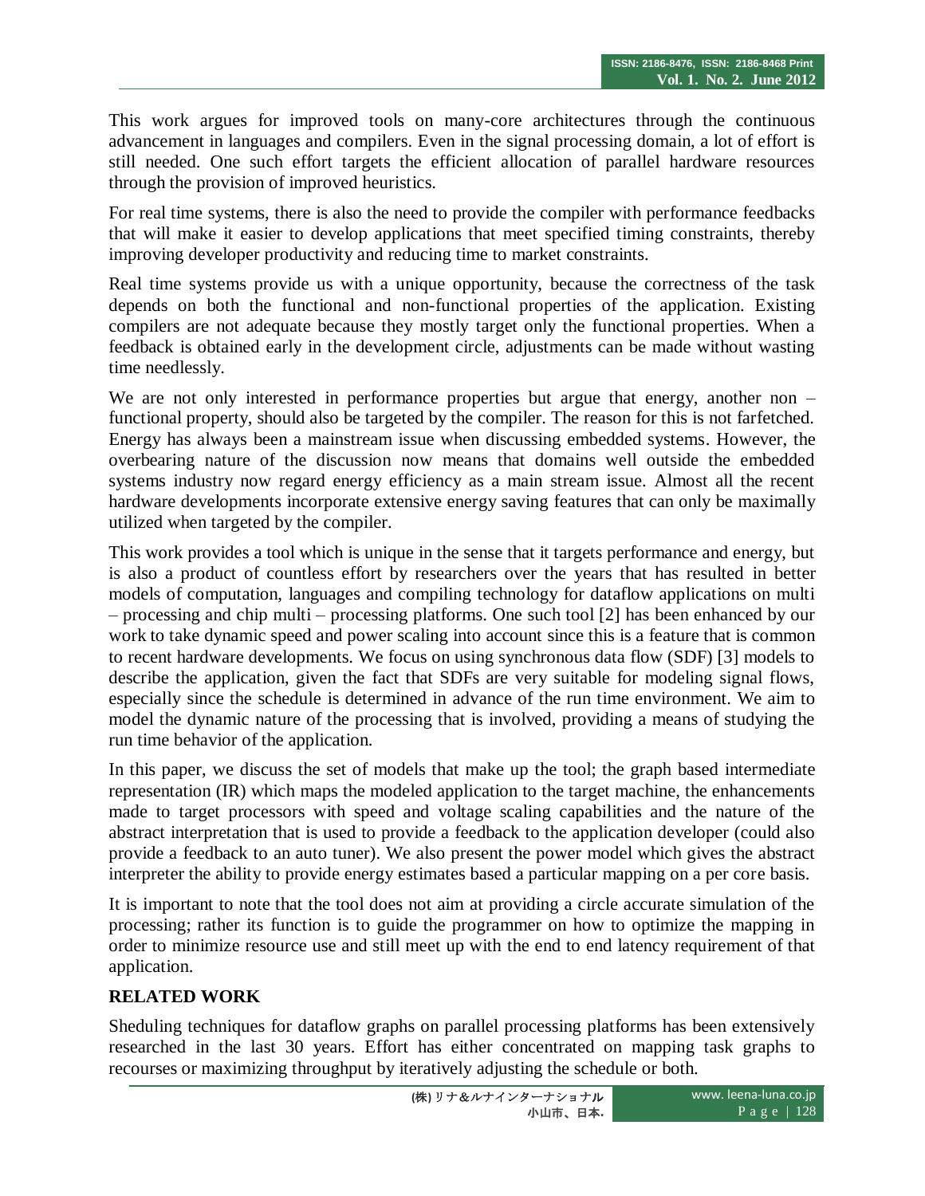This work argues for improved tools on many-core architectures through the continuous advancement in languages and compilers. Even in the signal processing domain, a lot of effort is still needed. One such effort targets the efficient allocation of parallel hardware resources through the provision of improved heuristics.

For real time systems, there is also the need to provide the compiler with performance feedbacks that will make it easier to develop applications that meet specified timing constraints, thereby improving developer productivity and reducing time to market constraints.

Real time systems provide us with a unique opportunity, because the correctness of the task depends on both the functional and non-functional properties of the application. Existing compilers are not adequate because they mostly target only the functional properties. When a feedback is obtained early in the development circle, adjustments can be made without wasting time needlessly.

We are not only interested in performance properties but argue that energy, another non – functional property, should also be targeted by the compiler. The reason for this is not farfetched. Energy has always been a mainstream issue when discussing embedded systems. However, the overbearing nature of the discussion now means that domains well outside the embedded systems industry now regard energy efficiency as a main stream issue. Almost all the recent hardware developments incorporate extensive energy saving features that can only be maximally utilized when targeted by the compiler.

This work provides a tool which is unique in the sense that it targets performance and energy, but is also a product of countless effort by researchers over the years that has resulted in better models of computation, languages and compiling technology for dataflow applications on multi – processing and chip multi – processing platforms. One such tool [2] has been enhanced by our work to take dynamic speed and power scaling into account since this is a feature that is common to recent hardware developments. We focus on using synchronous data flow (SDF) [3] models to describe the application, given the fact that SDFs are very suitable for modeling signal flows, especially since the schedule is determined in advance of the run time environment. We aim to model the dynamic nature of the processing that is involved, providing a means of studying the run time behavior of the application.

In this paper, we discuss the set of models that make up the tool; the graph based intermediate representation (IR) which maps the modeled application to the target machine, the enhancements made to target processors with speed and voltage scaling capabilities and the nature of the abstract interpretation that is used to provide a feedback to the application developer (could also provide a feedback to an auto tuner). We also present the power model which gives the abstract interpreter the ability to provide energy estimates based a particular mapping on a per core basis.

It is important to note that the tool does not aim at providing a circle accurate simulation of the processing; rather its function is to guide the programmer on how to optimize the mapping in order to minimize resource use and still meet up with the end to end latency requirement of that application.

## RELATED WORK

Sheduling techniques for dataflow graphs on parallel processing platforms has been extensively researched in the last 30 years. Effort has either concentrated on mapping task graphs to recourses or maximizing throughput by iteratively adjusting the schedule or both.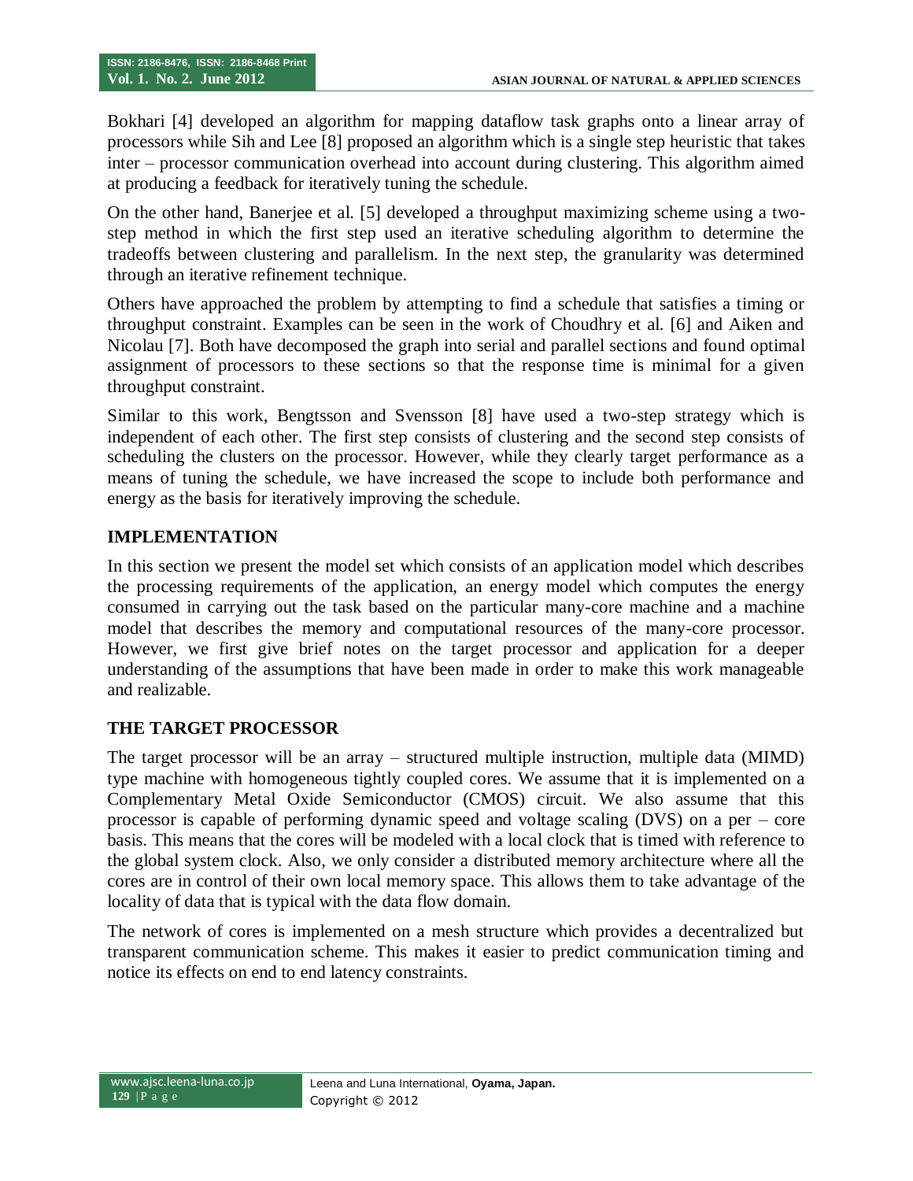Bokhari [4] developed an algorithm for mapping dataflow task graphs onto a linear array of processors while Sih and Lee [8] proposed an algorithm which is a single step heuristic that takes inter – processor communication overhead into account during clustering. This algorithm aimed at producing a feedback for iteratively tuning the schedule.

On the other hand, Banerjee et al. [5] developed a throughput maximizing scheme using a two-step method in which the first step used an iterative scheduling algorithm to determine the tradeoffs between clustering and parallelism. In the next step, the granularity was determined through an iterative refinement technique.

Others have approached the problem by attempting to find a schedule that satisfies a timing or throughput constraint. Examples can be seen in the work of Choudhry et al. [6] and Aiken and Nicolau [7]. Both have decomposed the graph into serial and parallel sections and found optimal assignment of processors to these sections so that the response time is minimal for a given throughput constraint.

Similar to this work, Bengtsson and Svensson [8] have used a two-step strategy which is independent of each other. The first step consists of clustering and the second step consists of scheduling the clusters on the processor. However, while they clearly target performance as a means of tuning the schedule, we have increased the scope to include both performance and energy as the basis for iteratively improving the schedule.

## IMPLEMENTATION

In this section we present the model set which consists of an application model which describes the processing requirements of the application, an energy model which computes the energy consumed in carrying out the task based on the particular many-core machine and a machine model that describes the memory and computational resources of the many-core processor. However, we first give brief notes on the target processor and application for a deeper understanding of the assumptions that have been made in order to make this work manageable and realizable.

## THE TARGET PROCESSOR

The target processor will be an array – structured multiple instruction, multiple data (MIMD) type machine with homogeneous tightly coupled cores. We assume that it is implemented on a Complementary Metal Oxide Semiconductor (CMOS) circuit. We also assume that this processor is capable of performing dynamic speed and voltage scaling (DVS) on a per – core basis. This means that the cores will be modeled with a local clock that is timed with reference to the global system clock. Also, we only consider a distributed memory architecture where all the cores are in control of their own local memory space. This allows them to take advantage of the locality of data that is typical with the data flow domain.

The network of cores is implemented on a mesh structure which provides a decentralized but transparent communication scheme. This makes it easier to predict communication timing and notice its effects on end to end latency constraints.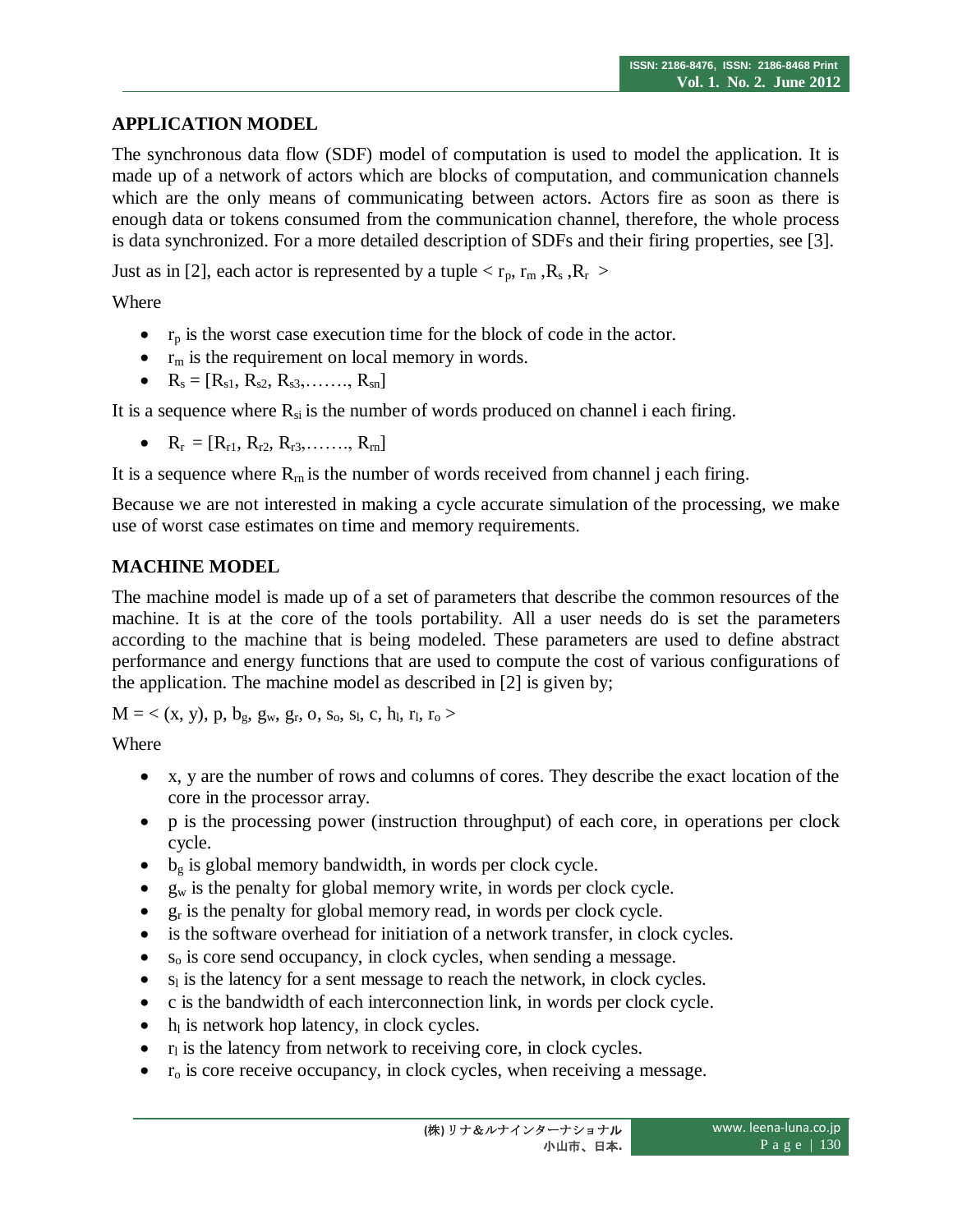## APPLICATION MODEL

The synchronous data flow (SDF) model of computation is used to model the application. It is made up of a network of actors which are blocks of computation, and communication channels which are the only means of communicating between actors. Actors fire as soon as there is enough data or tokens consumed from the communication channel, therefore, the whole process is data synchronized. For a more detailed description of SDFs and their firing properties, see [3].

Just as in [2], each actor is represented by a tuple $< r_p, r_m, R_s, R_r >$

Where

- $r_p$ is the worst case execution time for the block of code in the actor.
- $r_m$ is the requirement on local memory in words.
- $R_s = [R_{s1}, R_{s2}, R_{s3}, \ldots\ldots, R_{sn}]$

It is a sequence where $R_{si}$ is the number of words produced on channel i each firing.

- $R_r = [R_{r1}, R_{r2}, R_{r3}, \ldots\ldots, R_{rn}]$

It is a sequence where $R_{rn}$ is the number of words received from channel j each firing.

Because we are not interested in making a cycle accurate simulation of the processing, we make use of worst case estimates on time and memory requirements.

## MACHINE MODEL

The machine model is made up of a set of parameters that describe the common resources of the machine. It is at the core of the tools portability. All a user needs do is set the parameters according to the machine that is being modeled. These parameters are used to define abstract performance and energy functions that are used to compute the cost of various configurations of the application. The machine model as described in [2] is given by;

$M = < (x, y), p, b_g, g_w, g_r, o, s_o, s_l, c, h_l, r_l, r_o >$

Where

- x, y are the number of rows and columns of cores. They describe the exact location of the core in the processor array.
- p is the processing power (instruction throughput) of each core, in operations per clock cycle.
- $b_g$ is global memory bandwidth, in words per clock cycle.
- $g_w$ is the penalty for global memory write, in words per clock cycle.
- $g_r$ is the penalty for global memory read, in words per clock cycle.
- is the software overhead for initiation of a network transfer, in clock cycles.
- $s_o$ is core send occupancy, in clock cycles, when sending a message.
- $s_l$ is the latency for a sent message to reach the network, in clock cycles.
- c is the bandwidth of each interconnection link, in words per clock cycle.
- $h_l$ is network hop latency, in clock cycles.
- $r_l$ is the latency from network to receiving core, in clock cycles.
- $r_o$ is core receive occupancy, in clock cycles, when receiving a message.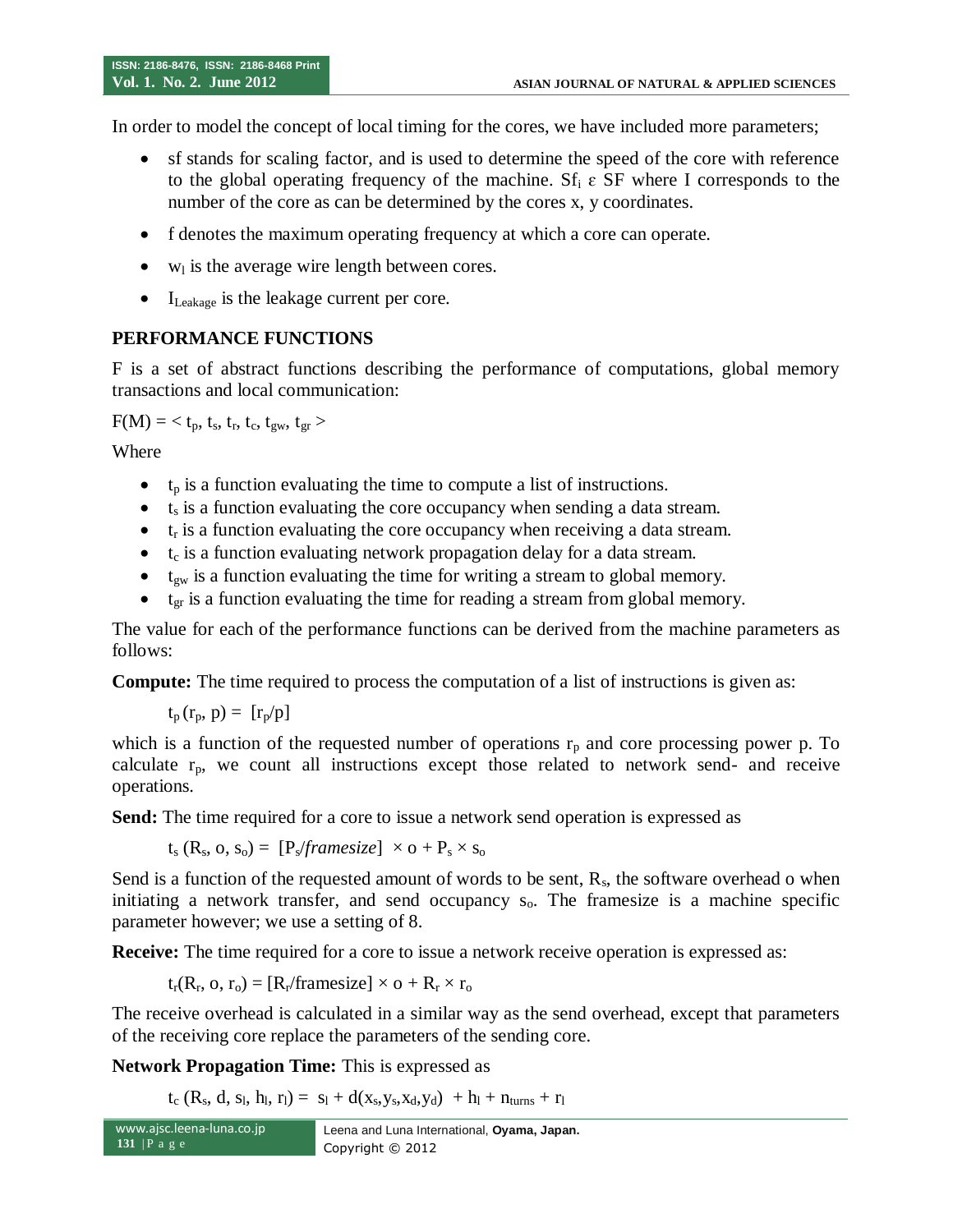In order to model the concept of local timing for the cores, we have included more parameters;

- sf stands for scaling factor, and is used to determine the speed of the core with reference to the global operating frequency of the machine. $Sf_i$ ε SF where I corresponds to the number of the core as can be determined by the cores x, y coordinates.
- f denotes the maximum operating frequency at which a core can operate.
- $w_l$ is the average wire length between cores.
- $I_{Leakage}$ is the leakage current per core.

## PERFORMANCE FUNCTIONS

F is a set of abstract functions describing the performance of computations, global memory transactions and local communication:

$F(M) = < t_p, t_s, t_r, t_c, t_{gw}, t_{gr} >$

Where

- $t_p$ is a function evaluating the time to compute a list of instructions.
- $t_s$ is a function evaluating the core occupancy when sending a data stream.
- $t_r$ is a function evaluating the core occupancy when receiving a data stream.
- $t_c$ is a function evaluating network propagation delay for a data stream.
- $t_{gw}$ is a function evaluating the time for writing a stream to global memory.
- $t_{gr}$ is a function evaluating the time for reading a stream from global memory.

The value for each of the performance functions can be derived from the machine parameters as follows:

**Compute:** The time required to process the computation of a list of instructions is given as:

$$t_p(r_p, p) = [r_p/p]$$

which is a function of the requested number of operations $r_p$ and core processing power p. To calculate $r_p$, we count all instructions except those related to network send- and receive operations.

**Send:** The time required for a core to issue a network send operation is expressed as

$$t_s(R_s, o, s_o) = [P_s/\textit{framesize}] \times o + P_s \times s_o$$

Send is a function of the requested amount of words to be sent, $R_s$, the software overhead o when initiating a network transfer, and send occupancy $s_o$. The framesize is a machine specific parameter however; we use a setting of 8.

**Receive:** The time required for a core to issue a network receive operation is expressed as:

$$t_r(R_r, o, r_o) = [R_r/\text{framesize}] \times o + R_r \times r_o$$

The receive overhead is calculated in a similar way as the send overhead, except that parameters of the receiving core replace the parameters of the sending core.

**Network Propagation Time:** This is expressed as

$$t_c(R_s, d, s_l, h_l, r_l) = s_l + d(x_s, y_s, x_d, y_d) + h_l + n_{turns} + r_l$$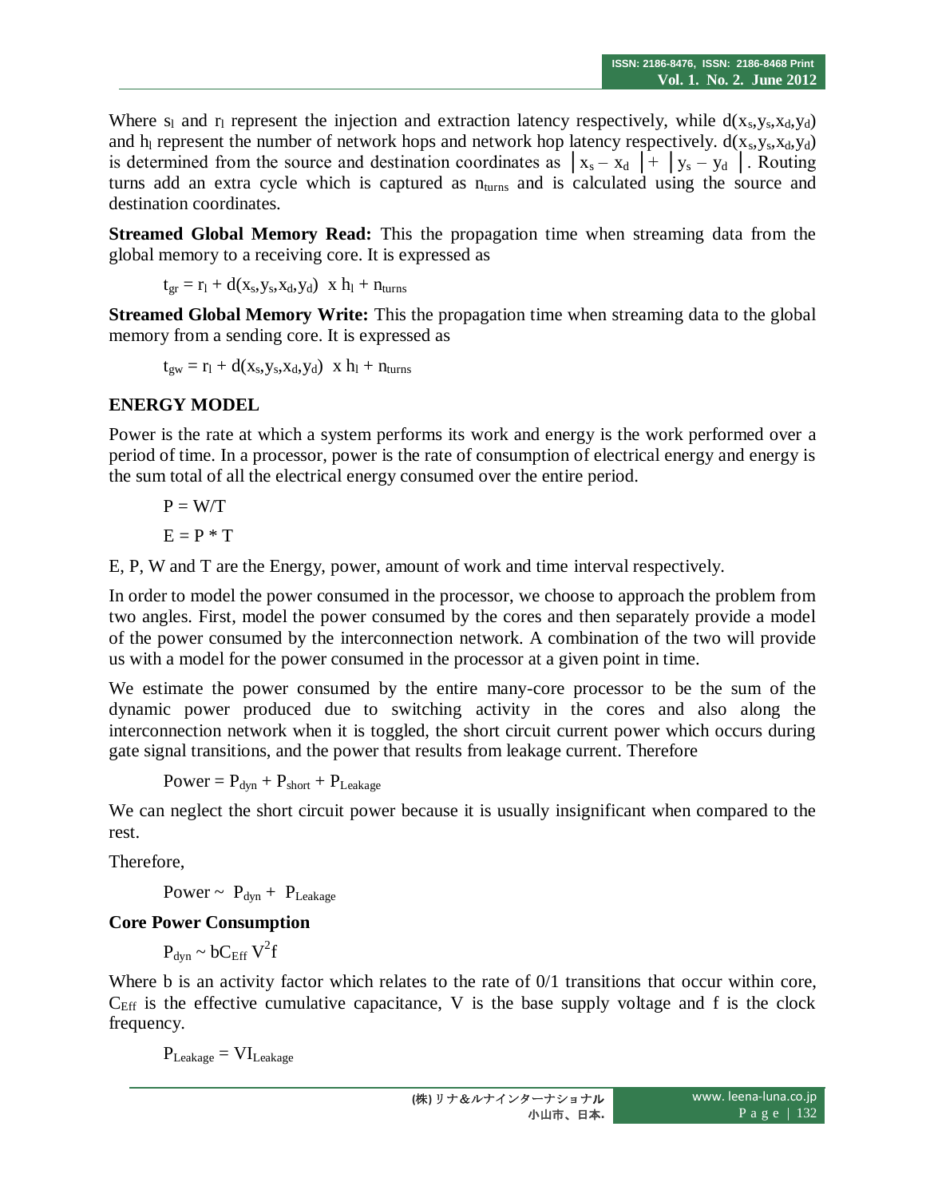Where $s_l$ and $r_l$ represent the injection and extraction latency respectively, while $d(x_s,y_s,x_d,y_d)$ and $h_l$ represent the number of network hops and network hop latency respectively. $d(x_s,y_s,x_d,y_d)$ is determined from the source and destination coordinates as $|x_s - x_d| + |y_s - y_d|$. Routing turns add an extra cycle which is captured as $n_{turns}$ and is calculated using the source and destination coordinates.

**Streamed Global Memory Read:** This the propagation time when streaming data from the global memory to a receiving core. It is expressed as

$$t_{gr} = r_l + d(x_s,y_s,x_d,y_d) \times h_l + n_{turns}$$

**Streamed Global Memory Write:** This the propagation time when streaming data to the global memory from a sending core. It is expressed as

$$t_{gw} = r_l + d(x_s,y_s,x_d,y_d) \times h_l + n_{turns}$$

## ENERGY MODEL

Power is the rate at which a system performs its work and energy is the work performed over a period of time. In a processor, power is the rate of consumption of electrical energy and energy is the sum total of all the electrical energy consumed over the entire period.

$$P = W/T$$

$$E = P * T$$

E, P, W and T are the Energy, power, amount of work and time interval respectively.

In order to model the power consumed in the processor, we choose to approach the problem from two angles. First, model the power consumed by the cores and then separately provide a model of the power consumed by the interconnection network. A combination of the two will provide us with a model for the power consumed in the processor at a given point in time.

We estimate the power consumed by the entire many-core processor to be the sum of the dynamic power produced due to switching activity in the cores and also along the interconnection network when it is toggled, the short circuit current power which occurs during gate signal transitions, and the power that results from leakage current. Therefore

$$\text{Power} = P_{dyn} + P_{short} + P_{Leakage}$$

We can neglect the short circuit power because it is usually insignificant when compared to the rest.

Therefore,

$$\text{Power} \sim P_{dyn} + P_{Leakage}$$

### Core Power Consumption

$$P_{dyn} \sim bC_{Eff} V^2 f$$

Where b is an activity factor which relates to the rate of 0/1 transitions that occur within core, $C_{Eff}$ is the effective cumulative capacitance, V is the base supply voltage and f is the clock frequency.

$$P_{Leakage} = VI_{Leakage}$$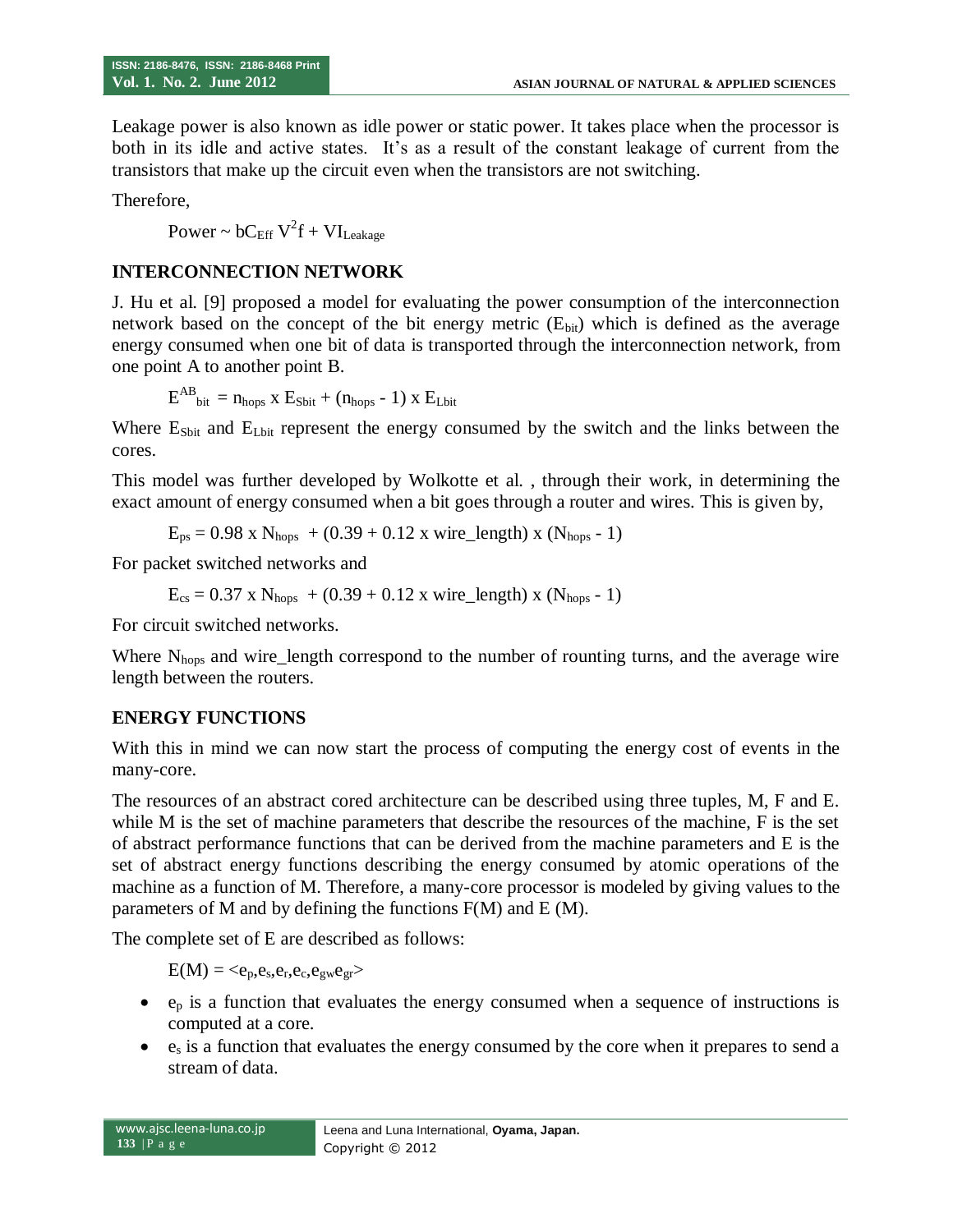Leakage power is also known as idle power or static power. It takes place when the processor is both in its idle and active states. It's as a result of the constant leakage of current from the transistors that make up the circuit even when the transistors are not switching.

Therefore,

$$\text{Power} \sim bC_{Eff}\,V^2 f + VI_{Leakage}$$

## INTERCONNECTION NETWORK

J. Hu et al. [9] proposed a model for evaluating the power consumption of the interconnection network based on the concept of the bit energy metric ($E_{bit}$) which is defined as the average energy consumed when one bit of data is transported through the interconnection network, from one point A to another point B.

$$E^{AB}_{bit} = n_{hops} \text{ x } E_{Sbit} + (n_{hops} - 1) \text{ x } E_{Lbit}$$

Where $E_{Sbit}$ and $E_{Lbit}$ represent the energy consumed by the switch and the links between the cores.

This model was further developed by Wolkotte et al. , through their work, in determining the exact amount of energy consumed when a bit goes through a router and wires. This is given by,

$$E_{ps} = 0.98 \text{ x } N_{hops} + (0.39 + 0.12 \text{ x wire\_length}) \text{ x } (N_{hops} - 1)$$

For packet switched networks and

$$E_{cs} = 0.37 \text{ x } N_{hops} + (0.39 + 0.12 \text{ x wire\_length}) \text{ x } (N_{hops} - 1)$$

For circuit switched networks.

Where $N_{hops}$ and wire_length correspond to the number of rounting turns, and the average wire length between the routers.

## ENERGY FUNCTIONS

With this in mind we can now start the process of computing the energy cost of events in the many-core.

The resources of an abstract cored architecture can be described using three tuples, M, F and E. while M is the set of machine parameters that describe the resources of the machine, F is the set of abstract performance functions that can be derived from the machine parameters and E is the set of abstract energy functions describing the energy consumed by atomic operations of the machine as a function of M. Therefore, a many-core processor is modeled by giving values to the parameters of M and by defining the functions F(M) and E (M).

The complete set of E are described as follows:

$$E(M) = <e_p,e_s,e_r,e_c,e_{gw}e_{gr}>$$

- $e_p$ is a function that evaluates the energy consumed when a sequence of instructions is computed at a core.
- $e_s$ is a function that evaluates the energy consumed by the core when it prepares to send a stream of data.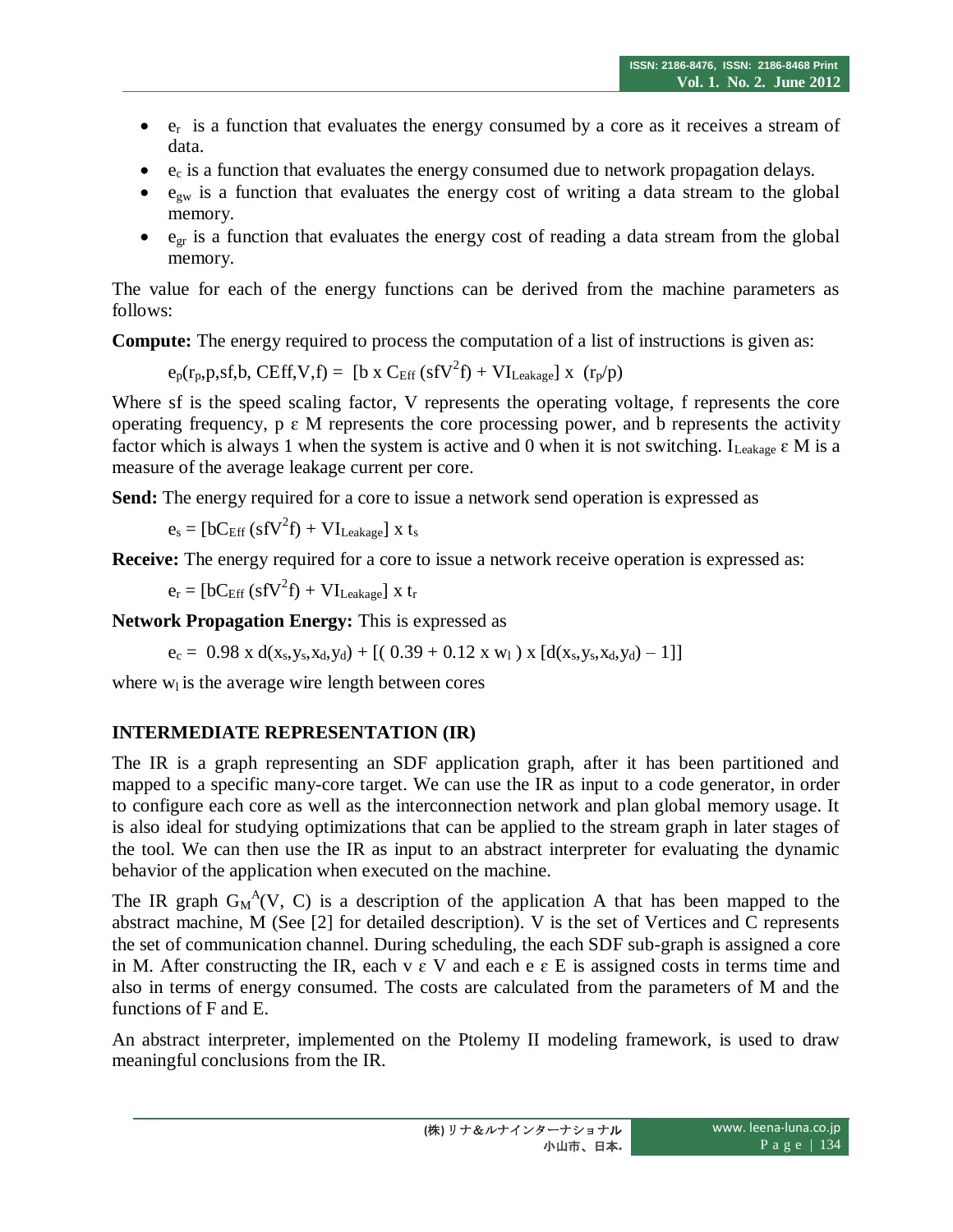- $e_r$ is a function that evaluates the energy consumed by a core as it receives a stream of data.
- $e_c$ is a function that evaluates the energy consumed due to network propagation delays.
- $e_{gw}$ is a function that evaluates the energy cost of writing a data stream to the global memory.
- $e_{gr}$ is a function that evaluates the energy cost of reading a data stream from the global memory.

The value for each of the energy functions can be derived from the machine parameters as follows:

**Compute:** The energy required to process the computation of a list of instructions is given as:

$$e_p(r_p, p, sf, b, CEff, V, f) = [b \times C_{Eff}(sfV^2f) + VI_{Leakage}] \times (r_p/p)$$

Where sf is the speed scaling factor, V represents the operating voltage, f represents the core operating frequency, $p \in M$ represents the core processing power, and b represents the activity factor which is always 1 when the system is active and 0 when it is not switching. $I_{Leakage} \in M$ is a measure of the average leakage current per core.

**Send:** The energy required for a core to issue a network send operation is expressed as

$$e_s = [bC_{Eff}(sfV^2f) + VI_{Leakage}] \times t_s$$

**Receive:** The energy required for a core to issue a network receive operation is expressed as:

$$e_r = [bC_{Eff}(sfV^2f) + VI_{Leakage}] \times t_r$$

**Network Propagation Energy:** This is expressed as

$$e_c = 0.98 \times d(x_s, y_s, x_d, y_d) + [(0.39 + 0.12 \times w_l) \times [d(x_s, y_s, x_d, y_d) - 1]]$$

where $w_l$ is the average wire length between cores

## INTERMEDIATE REPRESENTATION (IR)

The IR is a graph representing an SDF application graph, after it has been partitioned and mapped to a specific many-core target. We can use the IR as input to a code generator, in order to configure each core as well as the interconnection network and plan global memory usage. It is also ideal for studying optimizations that can be applied to the stream graph in later stages of the tool. We can then use the IR as input to an abstract interpreter for evaluating the dynamic behavior of the application when executed on the machine.

The IR graph $G_M^A(V, C)$ is a description of the application A that has been mapped to the abstract machine, M (See [2] for detailed description). V is the set of Vertices and C represents the set of communication channel. During scheduling, the each SDF sub-graph is assigned a core in M. After constructing the IR, each $v \in V$ and each $e \in E$ is assigned costs in terms time and also in terms of energy consumed. The costs are calculated from the parameters of M and the functions of F and E.

An abstract interpreter, implemented on the Ptolemy II modeling framework, is used to draw meaningful conclusions from the IR.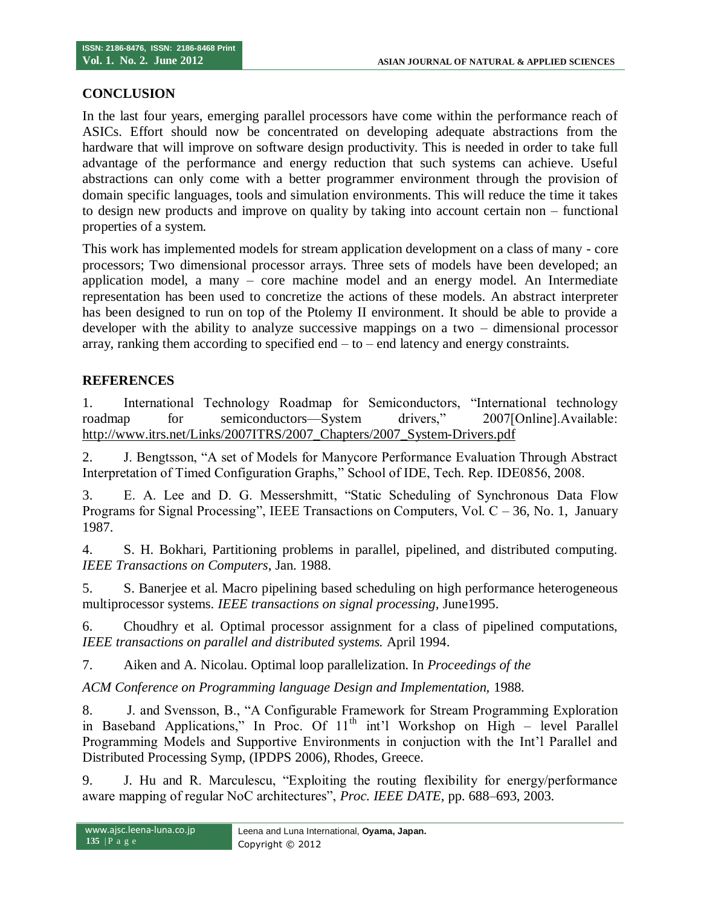## CONCLUSION

In the last four years, emerging parallel processors have come within the performance reach of ASICs. Effort should now be concentrated on developing adequate abstractions from the hardware that will improve on software design productivity. This is needed in order to take full advantage of the performance and energy reduction that such systems can achieve. Useful abstractions can only come with a better programmer environment through the provision of domain specific languages, tools and simulation environments. This will reduce the time it takes to design new products and improve on quality by taking into account certain non – functional properties of a system.

This work has implemented models for stream application development on a class of many - core processors; Two dimensional processor arrays. Three sets of models have been developed; an application model, a many – core machine model and an energy model. An Intermediate representation has been used to concretize the actions of these models. An abstract interpreter has been designed to run on top of the Ptolemy II environment. It should be able to provide a developer with the ability to analyze successive mappings on a two – dimensional processor array, ranking them according to specified end – to – end latency and energy constraints.

## REFERENCES

1. International Technology Roadmap for Semiconductors, "International technology roadmap for semiconductors—System drivers," 2007[Online].Available: http://www.itrs.net/Links/2007ITRS/2007_Chapters/2007_System-Drivers.pdf

2. J. Bengtsson, "A set of Models for Manycore Performance Evaluation Through Abstract Interpretation of Timed Configuration Graphs," School of IDE, Tech. Rep. IDE0856, 2008.

3. E. A. Lee and D. G. Messershmitt, "Static Scheduling of Synchronous Data Flow Programs for Signal Processing", IEEE Transactions on Computers, Vol. C – 36, No. 1, January 1987.

4. S. H. Bokhari, Partitioning problems in parallel, pipelined, and distributed computing. *IEEE Transactions on Computers*, Jan. 1988.

5. S. Banerjee et al. Macro pipelining based scheduling on high performance heterogeneous multiprocessor systems. *IEEE transactions on signal processing,* June1995.

6. Choudhry et al. Optimal processor assignment for a class of pipelined computations, *IEEE transactions on parallel and distributed systems.* April 1994.

7. Aiken and A. Nicolau. Optimal loop parallelization. In *Proceedings of the ACM Conference on Programming language Design and Implementation,* 1988.

8. J. and Svensson, B., "A Configurable Framework for Stream Programming Exploration in Baseband Applications," In Proc. Of 11th int'l Workshop on High – level Parallel Programming Models and Supportive Environments in conjuction with the Int'l Parallel and Distributed Processing Symp, (IPDPS 2006), Rhodes, Greece.

9. J. Hu and R. Marculescu, "Exploiting the routing flexibility for energy/performance aware mapping of regular NoC architectures", *Proc. IEEE DATE*, pp. 688–693, 2003.